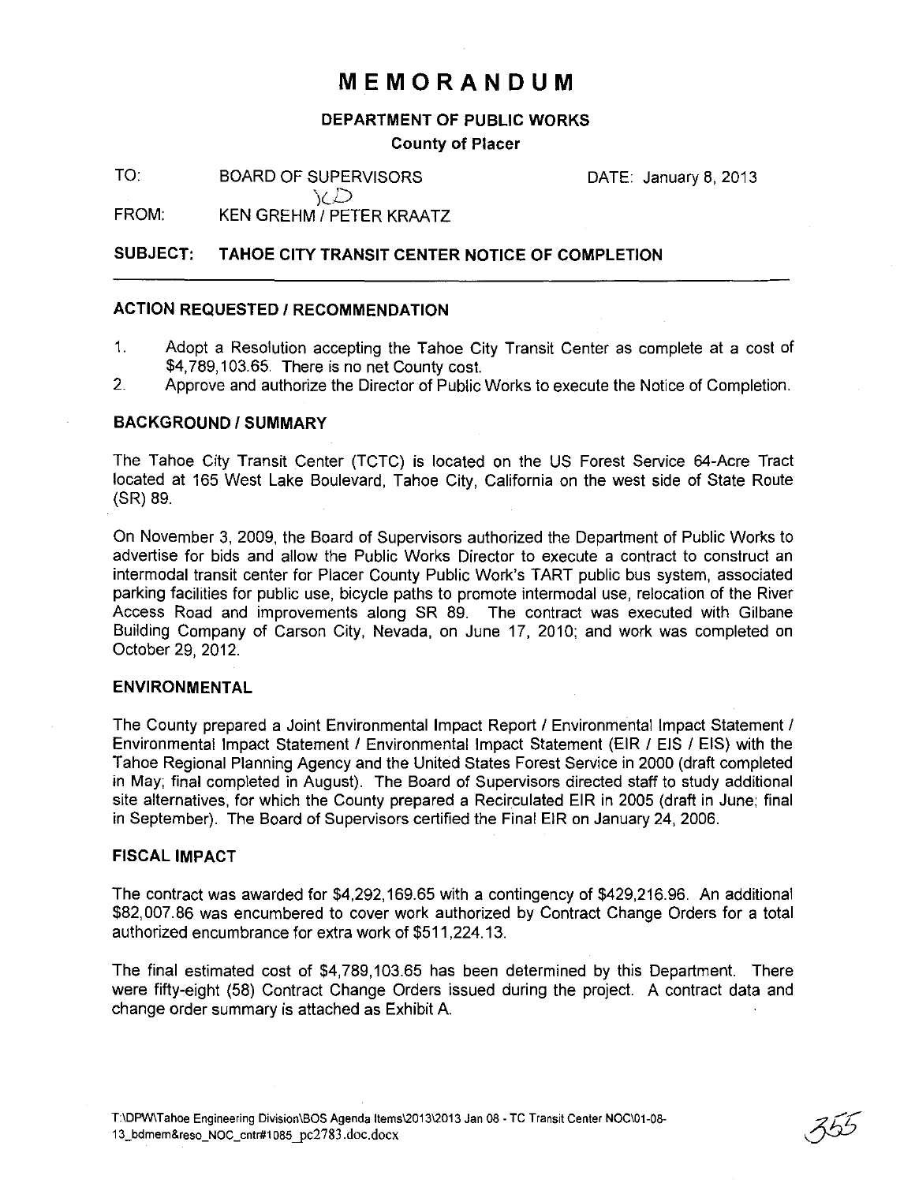# MEMORANDUM

**DEPARTMENT OF PUBLIC WORKS**

**County of Placer**

TO: BOARD OF SUPERVISORS DATE: January 8, 2013

FROM: KEN GREHM / PETER KRAATZ

**SUBJECT: TAHOE CITY TRANSIT CENTER NOTICE OF COMPLETION**

---

## ACTION REQUESTED / RECOMMENDATION

1. Adopt a Resolution accepting the Tahoe City Transit Center as complete at a cost of $4,789,103.65. There is no net County cost.
2. Approve and authorize the Director of Public Works to execute the Notice of Completion.

## BACKGROUND / SUMMARY

The Tahoe City Transit Center (TCTC) is located on the US Forest Service 64-Acre Tract located at 165 West Lake Boulevard, Tahoe City, California on the west side of State Route (SR) 89.

On November 3, 2009, the Board of Supervisors authorized the Department of Public Works to advertise for bids and allow the Public Works Director to execute a contract to construct an intermodal transit center for Placer County Public Work's TART public bus system, associated parking facilities for public use, bicycle paths to promote intermodal use, relocation of the River Access Road and improvements along SR 89. The contract was executed with Gilbane Building Company of Carson City, Nevada, on June 17, 2010; and work was completed on October 29, 2012.

## ENVIRONMENTAL

The County prepared a Joint Environmental Impact Report / Environmental Impact Statement / Environmental Impact Statement / Environmental Impact Statement (EIR / EIS / EIS) with the Tahoe Regional Planning Agency and the United States Forest Service in 2000 (draft completed in May; final completed in August). The Board of Supervisors directed staff to study additional site alternatives, for which the County prepared a Recirculated EIR in 2005 (draft in June; final in September). The Board of Supervisors certified the Final EIR on January 24, 2006.

## FISCAL IMPACT

The contract was awarded for $4,292,169.65 with a contingency of $429,216.96. An additional $82,007.86 was encumbered to cover work authorized by Contract Change Orders for a total authorized encumbrance for extra work of $511,224.13.

The final estimated cost of $4,789,103.65 has been determined by this Department. There were fifty-eight (58) Contract Change Orders issued during the project. A contract data and change order summary is attached as Exhibit A.

T:\DPW\Tahoe Engineering Division\BOS Agenda Items\2013\2013 Jan 08 - TC Transit Center NOC\01-08-13_bdmem&reso_NOC_cntr#1085_pc2783.doc.docx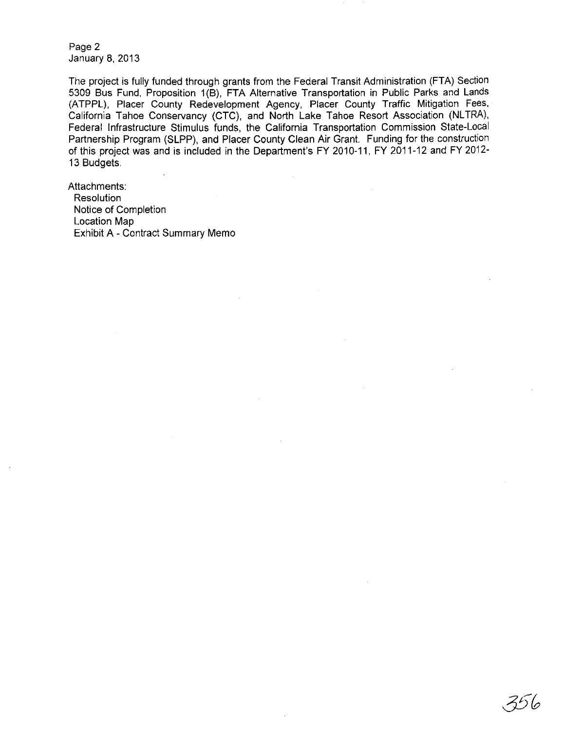The project is fully funded through grants from the Federal Transit Administration (FTA) Section 5309 Bus Fund, Proposition 1(B), FTA Alternative Transportation in Public Parks and Lands (ATPPL), Placer County Redevelopment Agency, Placer County Traffic Mitigation Fees, California Tahoe Conservancy (CTC), and North Lake Tahoe Resort Association (NLTRA), Federal Infrastructure Stimulus funds, the California Transportation Commission State-Local Partnership Program (SLPP), and Placer County Clean Air Grant. Funding for the construction of this project was and is included in the Department's FY 2010-11, FY 2011-12 and FY 2012-13 Budgets.

Attachments:
- Resolution
- Notice of Completion
- Location Map
- Exhibit A - Contract Summary Memo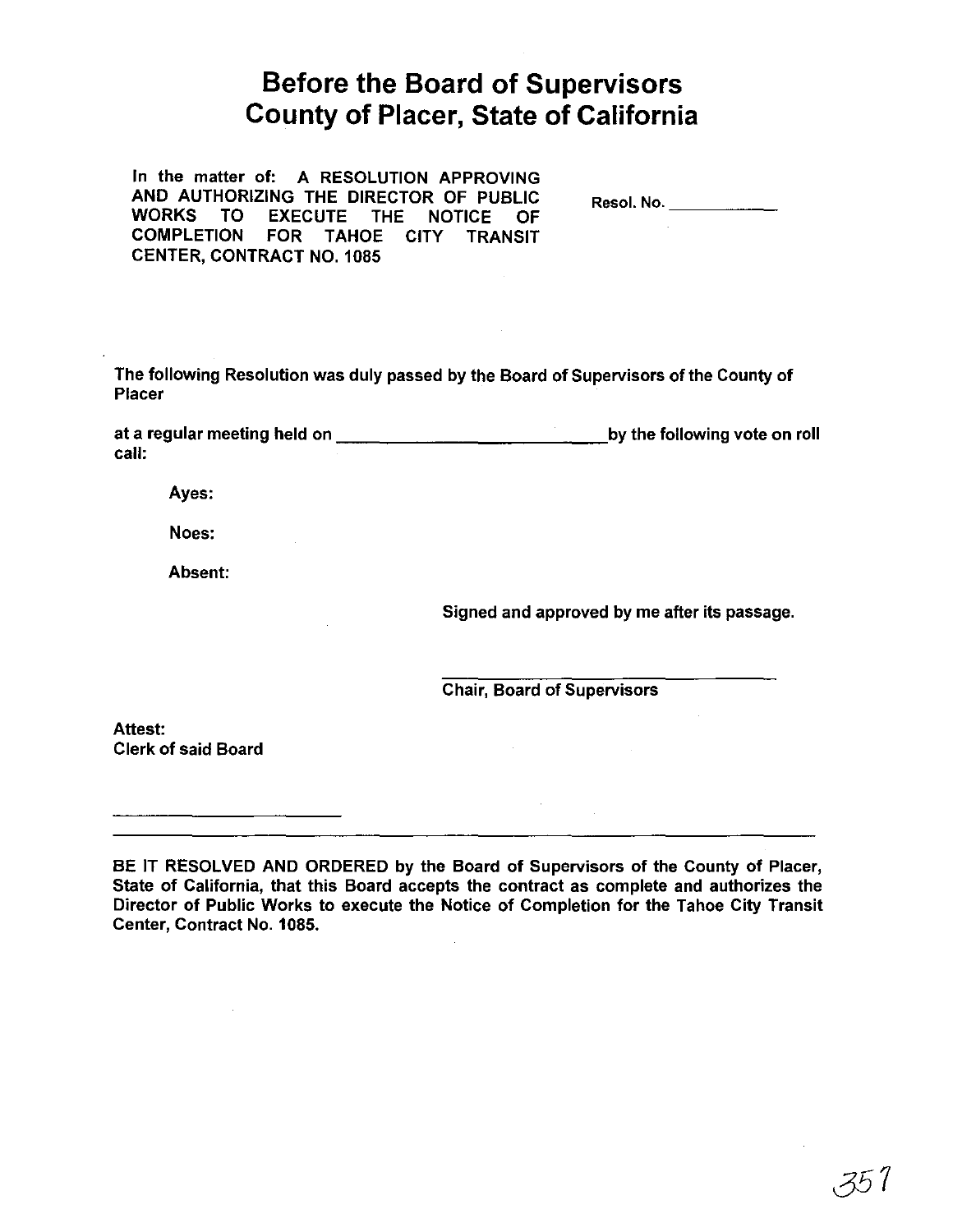# Before the Board of Supervisors
# County of Placer, State of California

In the matter of: A RESOLUTION APPROVING AND AUTHORIZING THE DIRECTOR OF PUBLIC WORKS TO EXECUTE THE NOTICE OF COMPLETION FOR TAHOE CITY TRANSIT CENTER, CONTRACT NO. 1085

Resol. No. ____________

The following Resolution was duly passed by the Board of Supervisors of the County of Placer

at a regular meeting held on ____________________________ by the following vote on roll call:

Ayes:

Noes:

Absent:

Signed and approved by me after its passage.

______________________________
Chair, Board of Supervisors

Attest:
Clerk of said Board

______________________________

---

BE IT RESOLVED AND ORDERED by the Board of Supervisors of the County of Placer, State of California, that this Board accepts the contract as complete and authorizes the Director of Public Works to execute the Notice of Completion for the Tahoe City Transit Center, Contract No. 1085.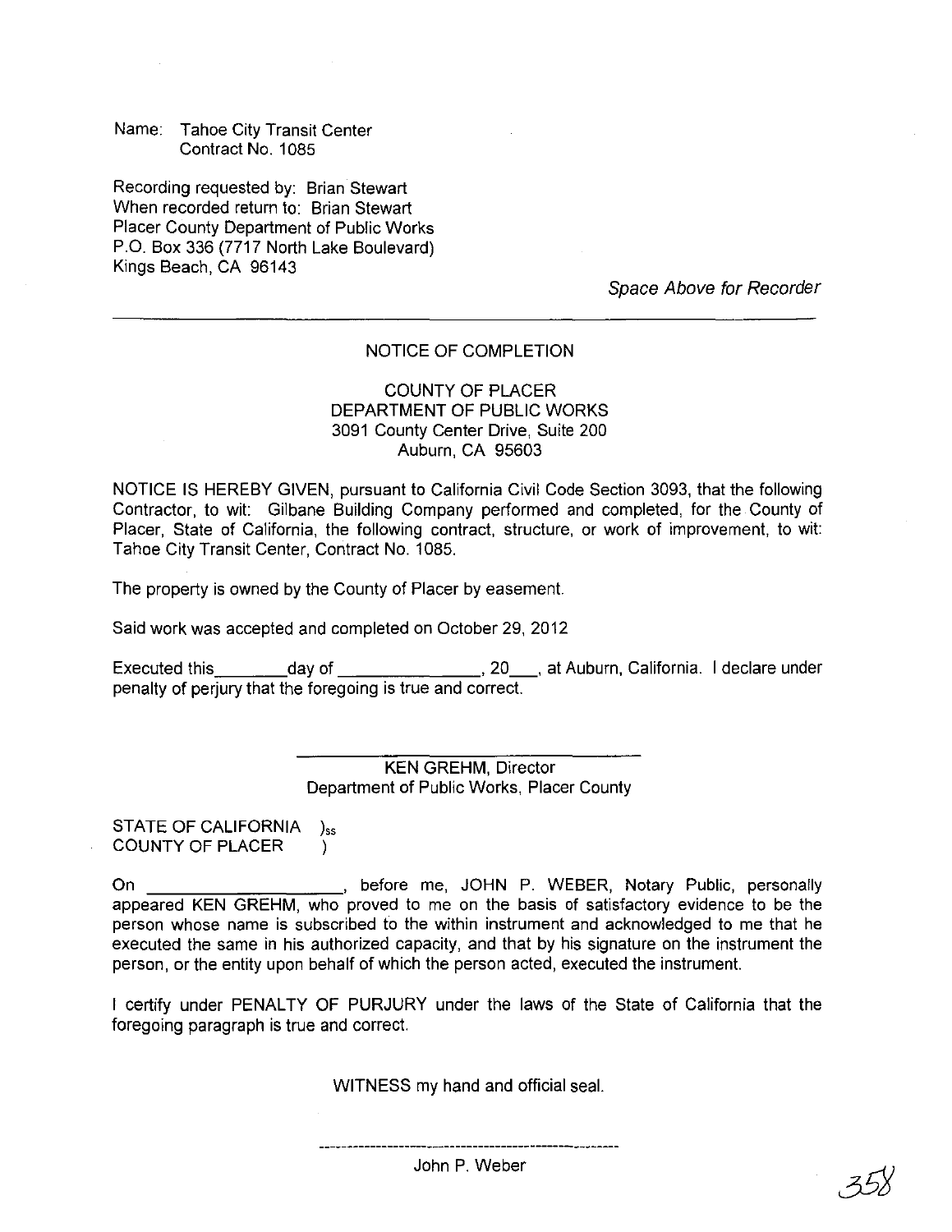Name: Tahoe City Transit Center
Contract No. 1085

Recording requested by: Brian Stewart
When recorded return to: Brian Stewart
Placer County Department of Public Works
P.O. Box 336 (7717 North Lake Boulevard)
Kings Beach, CA 96143

*Space Above for Recorder*

---

## NOTICE OF COMPLETION

COUNTY OF PLACER
DEPARTMENT OF PUBLIC WORKS
3091 County Center Drive, Suite 200
Auburn, CA 95603

NOTICE IS HEREBY GIVEN, pursuant to California Civil Code Section 3093, that the following Contractor, to wit: Gilbane Building Company performed and completed, for the County of Placer, State of California, the following contract, structure, or work of improvement, to wit: Tahoe City Transit Center, Contract No. 1085.

The property is owned by the County of Placer by easement.

Said work was accepted and completed on October 29, 2012

Executed this________day of _______________, 20___, at Auburn, California. I declare under penalty of perjury that the foregoing is true and correct.

_______________________________
KEN GREHM, Director
Department of Public Works, Placer County

STATE OF CALIFORNIA )ss
COUNTY OF PLACER )

On _____________________, before me, JOHN P. WEBER, Notary Public, personally appeared KEN GREHM, who proved to me on the basis of satisfactory evidence to be the person whose name is subscribed to the within instrument and acknowledged to me that he executed the same in his authorized capacity, and that by his signature on the instrument the person, or the entity upon behalf of which the person acted, executed the instrument.

I certify under PENALTY OF PURJURY under the laws of the State of California that the foregoing paragraph is true and correct.

WITNESS my hand and official seal.

_______________________________
John P. Weber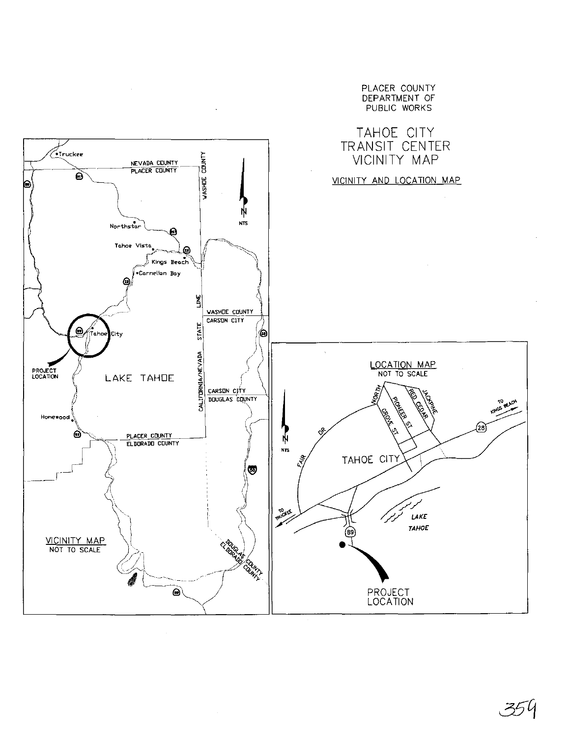PLACER COUNTY
DEPARTMENT OF
PUBLIC WORKS

# TAHOE CITY TRANSIT CENTER VICINITY MAP

VICINITY AND LOCATION MAP

VICINITY MAP
NOT TO SCALE

Truckee
NEVADA COUNTY
PLACER COUNTY
WASHOE COUNTY
Northstar
Tahoe Vista
Kings Beach
Carnelian Bay
Tahoe City
PROJECT LOCATION
LAKE TAHOE
CALIFORNIA/NEVADA STATE LINE
WASHOE COUNTY
CARSON CITY
CARSON CITY
DOUGLAS COUNTY
Homewood
PLACER COUNTY
ELDORADO COUNTY
DOUGLAS COUNTY
ELDORADO COUNTY
N
NTS

LOCATION MAP
NOT TO SCALE

NORTH
PIONEER ST
GROVE ST
RED CEDAR
JACKPINE
FAIR DR
TAHOE CITY
TO KINGS BEACH
28
TO TRUCKEE
89
LAKE TAHOE
PROJECT LOCATION
N
NTS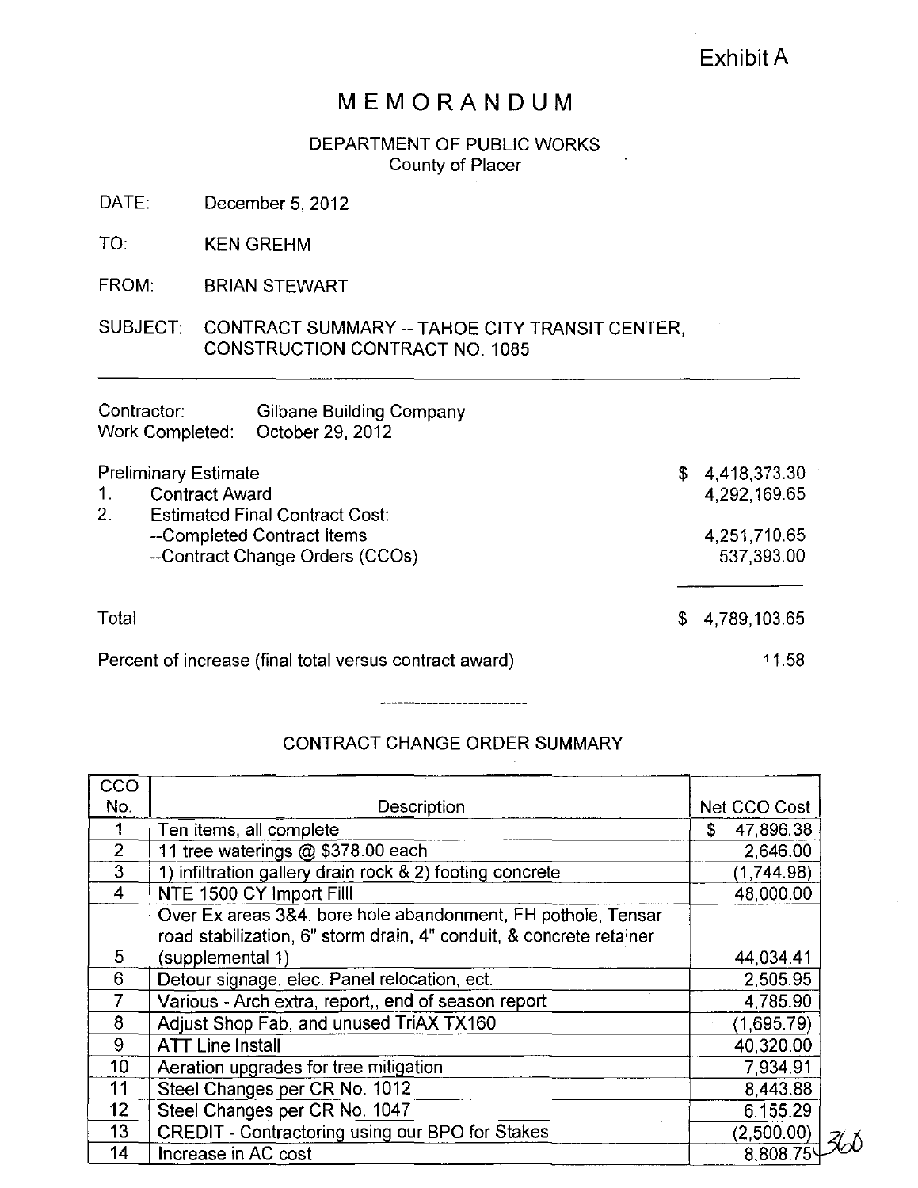Exhibit A

# MEMORANDUM

DEPARTMENT OF PUBLIC WORKS
County of Placer

DATE: December 5, 2012

TO: KEN GREHM

FROM: BRIAN STEWART

SUBJECT: CONTRACT SUMMARY -- TAHOE CITY TRANSIT CENTER, CONSTRUCTION CONTRACT NO. 1085

---

Contractor: Gilbane Building Company
Work Completed: October 29, 2012

| | |
|---|---|
| Preliminary Estimate | $ 4,418,373.30 |
| 1. Contract Award | 4,292,169.65 |
| 2. Estimated Final Contract Cost: | |
| --Completed Contract Items | 4,251,710.65 |
| --Contract Change Orders (CCOs) | 537,393.00 |
| Total | $ 4,789,103.65 |
| Percent of increase (final total versus contract award) | 11.58 |

---

## CONTRACT CHANGE ORDER SUMMARY

| CCO No. | Description | Net CCO Cost |
|---|---|---|
| 1 | Ten items, all complete | $ 47,896.38 |
| 2 | 11 tree waterings @ $378.00 each | 2,646.00 |
| 3 | 1) infiltration gallery drain rock & 2) footing concrete | (1,744.98) |
| 4 | NTE 1500 CY Import Filll | 48,000.00 |
| 5 | Over Ex areas 3&4, bore hole abandonment, FH pothole, Tensar road stabilization, 6" storm drain, 4" conduit, & concrete retainer (supplemental 1) | 44,034.41 |
| 6 | Detour signage, elec. Panel relocation, ect. | 2,505.95 |
| 7 | Various - Arch extra, report,, end of season report | 4,785.90 |
| 8 | Adjust Shop Fab, and unused TriAX TX160 | (1,695.79) |
| 9 | ATT Line Install | 40,320.00 |
| 10 | Aeration upgrades for tree mitigation | 7,934.91 |
| 11 | Steel Changes per CR No. 1012 | 8,443.88 |
| 12 | Steel Changes per CR No. 1047 | 6,155.29 |
| 13 | CREDIT - Contractoring using our BPO for Stakes | (2,500.00) |
| 14 | Increase in AC cost | 8,808.75 |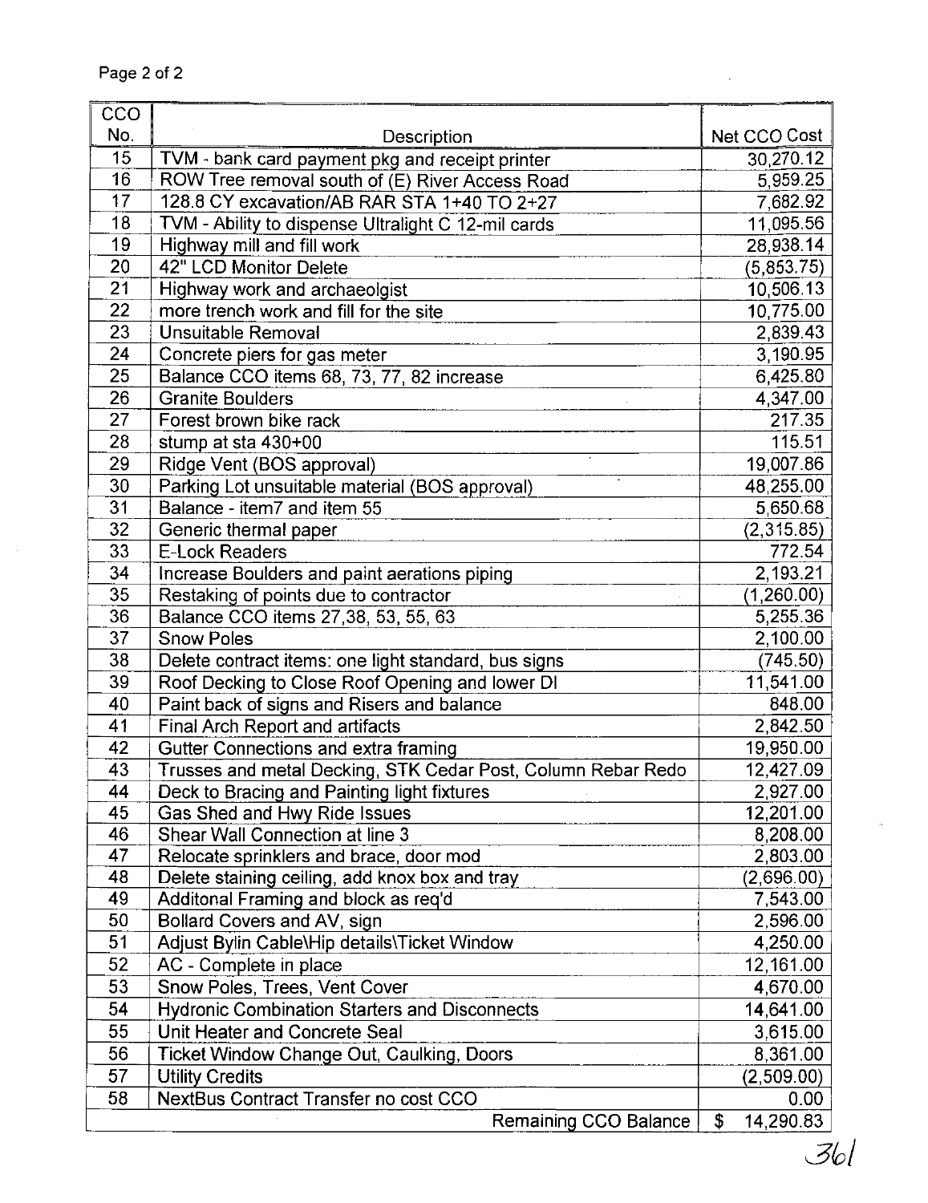| CCO No. | Description | Net CCO Cost |
|---|---|---|
| 15 | TVM - bank card payment pkg and receipt printer | 30,270.12 |
| 16 | ROW Tree removal south of (E) River Access Road | 5,959.25 |
| 17 | 128.8 CY excavation/AB RAR STA 1+40 TO 2+27 | 7,682.92 |
| 18 | TVM - Ability to dispense Ultralight C 12-mil cards | 11,095.56 |
| 19 | Highway mill and fill work | 28,938.14 |
| 20 | 42" LCD Monitor Delete | (5,853.75) |
| 21 | Highway work and archaeolgist | 10,506.13 |
| 22 | more trench work and fill for the site | 10,775.00 |
| 23 | Unsuitable Removal | 2,839.43 |
| 24 | Concrete piers for gas meter | 3,190.95 |
| 25 | Balance CCO items 68, 73, 77, 82 increase | 6,425.80 |
| 26 | Granite Boulders | 4,347.00 |
| 27 | Forest brown bike rack | 217.35 |
| 28 | stump at sta 430+00 | 115.51 |
| 29 | Ridge Vent (BOS approval) | 19,007.86 |
| 30 | Parking Lot unsuitable material (BOS approval) | 48,255.00 |
| 31 | Balance - item7 and item 55 | 5,650.68 |
| 32 | Generic thermal paper | (2,315.85) |
| 33 | E-Lock Readers | 772.54 |
| 34 | Increase Boulders and paint aerations piping | 2,193.21 |
| 35 | Restaking of points due to contractor | (1,260.00) |
| 36 | Balance CCO items 27,38, 53, 55, 63 | 5,255.36 |
| 37 | Snow Poles | 2,100.00 |
| 38 | Delete contract items: one light standard, bus signs | (745.50) |
| 39 | Roof Decking to Close Roof Opening and lower DI | 11,541.00 |
| 40 | Paint back of signs and Risers and balance | 848.00 |
| 41 | Final Arch Report and artifacts | 2,842.50 |
| 42 | Gutter Connections and extra framing | 19,950.00 |
| 43 | Trusses and metal Decking, STK Cedar Post, Column Rebar Redo | 12,427.09 |
| 44 | Deck to Bracing and Painting light fixtures | 2,927.00 |
| 45 | Gas Shed and Hwy Ride Issues | 12,201.00 |
| 46 | Shear Wall Connection at line 3 | 8,208.00 |
| 47 | Relocate sprinklers and brace, door mod | 2,803.00 |
| 48 | Delete staining ceiling, add knox box and tray | (2,696.00) |
| 49 | Additonal Framing and block as req'd | 7,543.00 |
| 50 | Bollard Covers and AV, sign | 2,596.00 |
| 51 | Adjust Bylin Cable\Hip details\Ticket Window | 4,250.00 |
| 52 | AC - Complete in place | 12,161.00 |
| 53 | Snow Poles, Trees, Vent Cover | 4,670.00 |
| 54 | Hydronic Combination Starters and Disconnects | 14,641.00 |
| 55 | Unit Heater and Concrete Seal | 3,615.00 |
| 56 | Ticket Window Change Out, Caulking, Doors | 8,361.00 |
| 57 | Utility Credits | (2,509.00) |
| 58 | NextBus Contract Transfer no cost CCO | 0.00 |
| | Remaining CCO Balance | $ 14,290.83 |